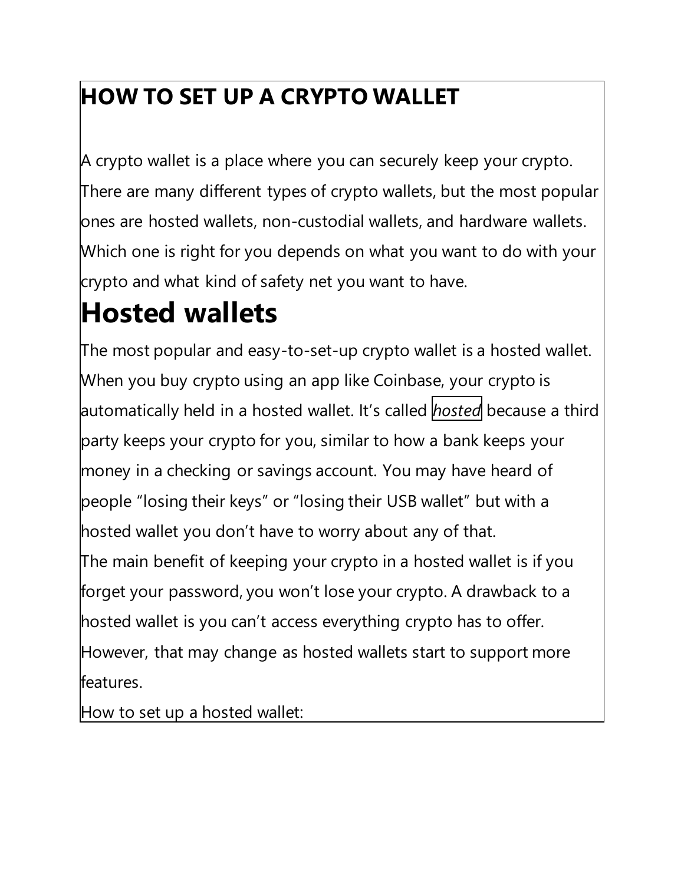# HOW TO SET UP A CRYPTO WALLET

A crypto wallet is a place where you can securely keep your crypto. There are many different types of crypto wallets, but the most popular ones are hosted wallets, non-custodial wallets, and hardware wallets. Which one is right for you depends on what you want to do with your crypto and what kind of safety net you want to have.

# Hosted wallets

The most popular and easy-to-set-up crypto wallet is a hosted wallet. When you buy crypto using an app like Coinbase, your crypto is automatically held in a hosted wallet. It's called *hosted* because a third party keeps your crypto for you, similar to how a bank keeps your money in a checking or savings account. You may have heard of people "losing their keys" or "losing their USB wallet" but with a hosted wallet you don't have to worry about any of that.

The main benefit of keeping your crypto in a hosted wallet is if you forget your password, you won't lose your crypto. A drawback to a hosted wallet is you can't access everything crypto has to offer. However, that may change as hosted wallets start to support more features.

How to set up a hosted wallet: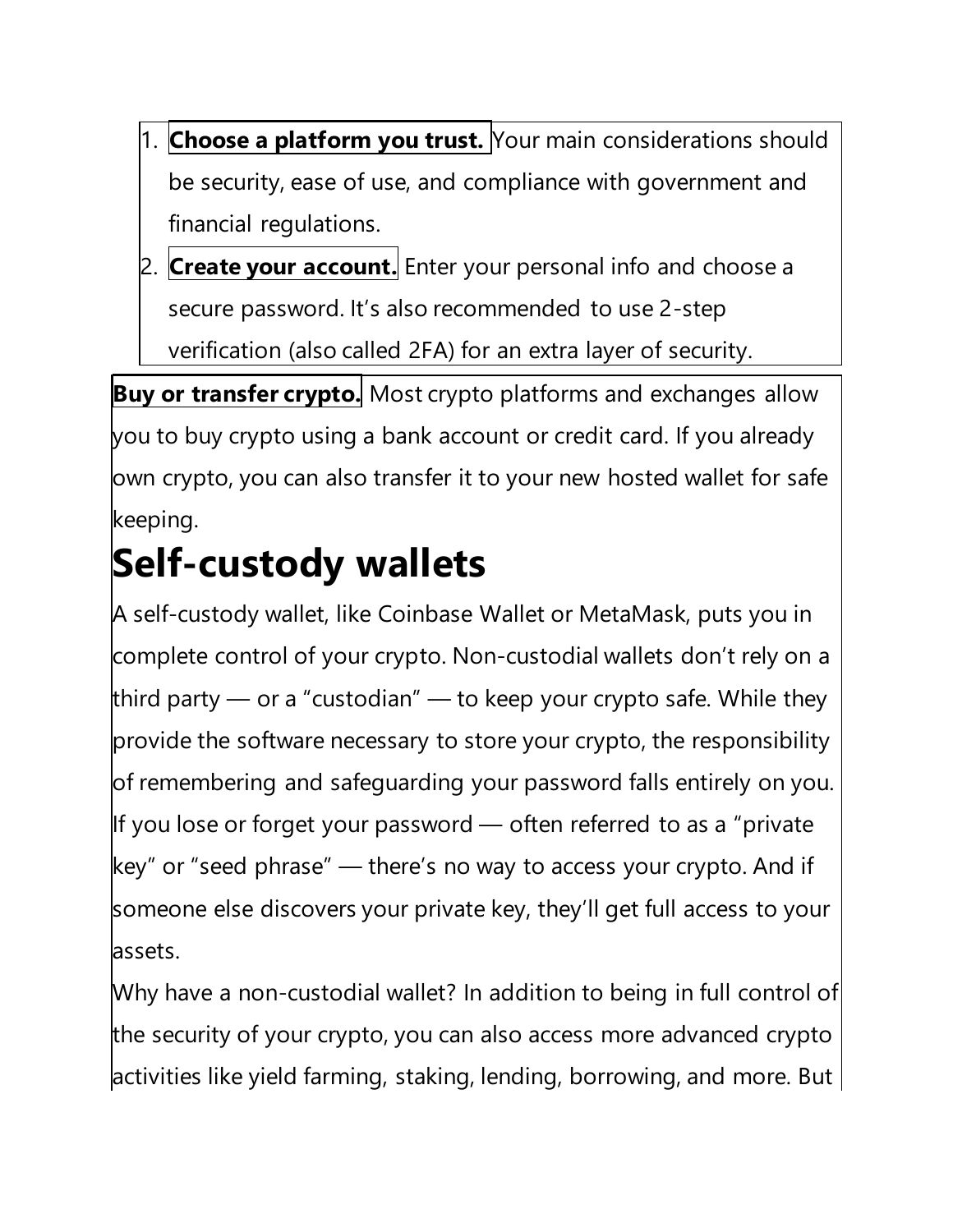1. **Choose a platform you trust.** Your main considerations should be security, ease of use, and compliance with government and financial regulations.
2. **Create your account.** Enter your personal info and choose a secure password. It's also recommended to use 2-step verification (also called 2FA) for an extra layer of security.

**Buy or transfer crypto.** Most crypto platforms and exchanges allow you to buy crypto using a bank account or credit card. If you already own crypto, you can also transfer it to your new hosted wallet for safe keeping.

# Self-custody wallets

A self-custody wallet, like Coinbase Wallet or MetaMask, puts you in complete control of your crypto. Non-custodial wallets don't rely on a third party — or a "custodian" — to keep your crypto safe. While they provide the software necessary to store your crypto, the responsibility of remembering and safeguarding your password falls entirely on you. If you lose or forget your password — often referred to as a "private key" or "seed phrase" — there's no way to access your crypto. And if someone else discovers your private key, they'll get full access to your assets.

Why have a non-custodial wallet? In addition to being in full control of the security of your crypto, you can also access more advanced crypto activities like yield farming, staking, lending, borrowing, and more. But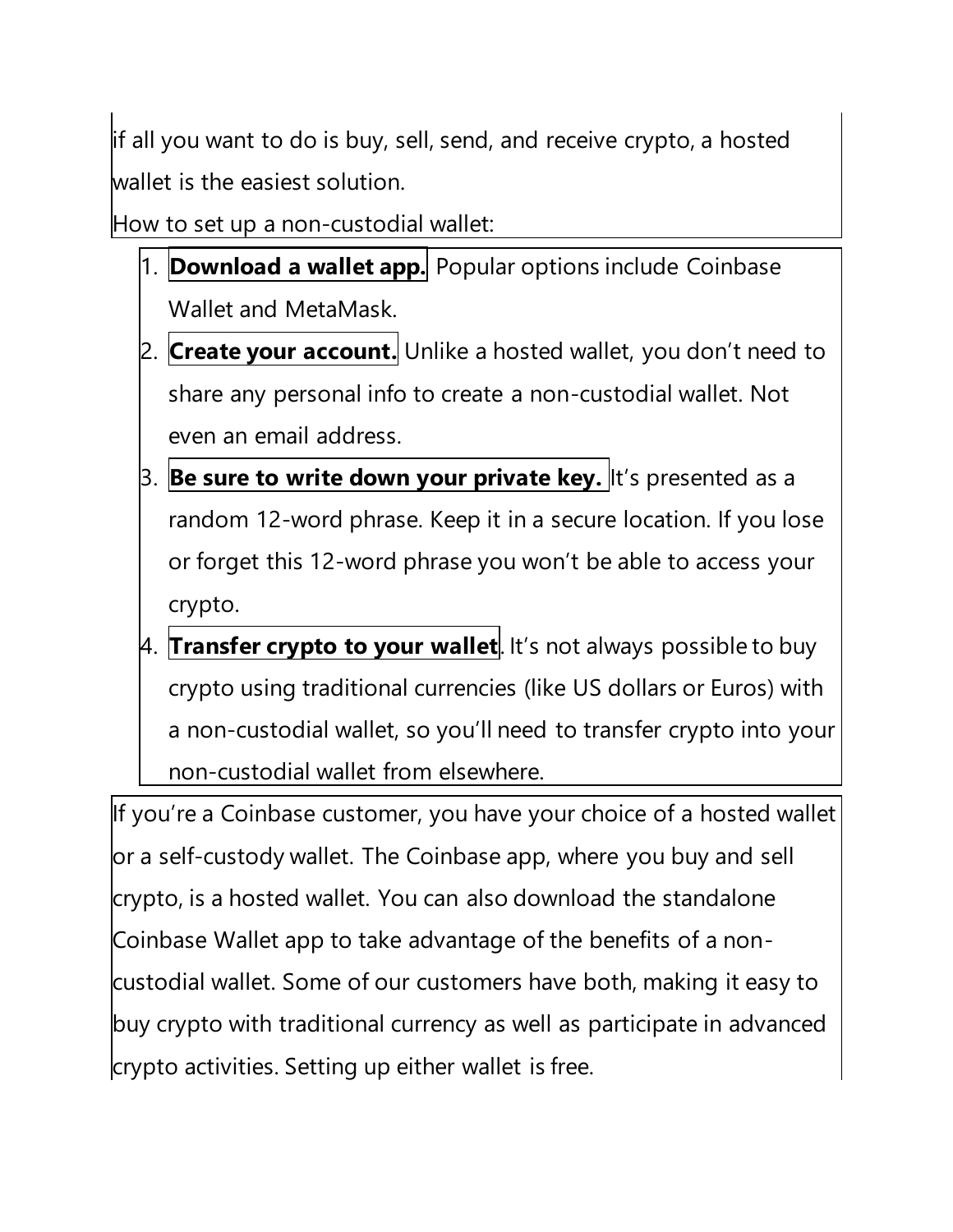if all you want to do is buy, sell, send, and receive crypto, a hosted wallet is the easiest solution.

How to set up a non-custodial wallet:

1. **Download a wallet app.** Popular options include Coinbase Wallet and MetaMask.
2. **Create your account.** Unlike a hosted wallet, you don't need to share any personal info to create a non-custodial wallet. Not even an email address.
3. **Be sure to write down your private key.** It's presented as a random 12-word phrase. Keep it in a secure location. If you lose or forget this 12-word phrase you won't be able to access your crypto.
4. **Transfer crypto to your wallet**. It's not always possible to buy crypto using traditional currencies (like US dollars or Euros) with a non-custodial wallet, so you'll need to transfer crypto into your non-custodial wallet from elsewhere.

If you're a Coinbase customer, you have your choice of a hosted wallet or a self-custody wallet. The Coinbase app, where you buy and sell crypto, is a hosted wallet. You can also download the standalone Coinbase Wallet app to take advantage of the benefits of a non-custodial wallet. Some of our customers have both, making it easy to buy crypto with traditional currency as well as participate in advanced crypto activities. Setting up either wallet is free.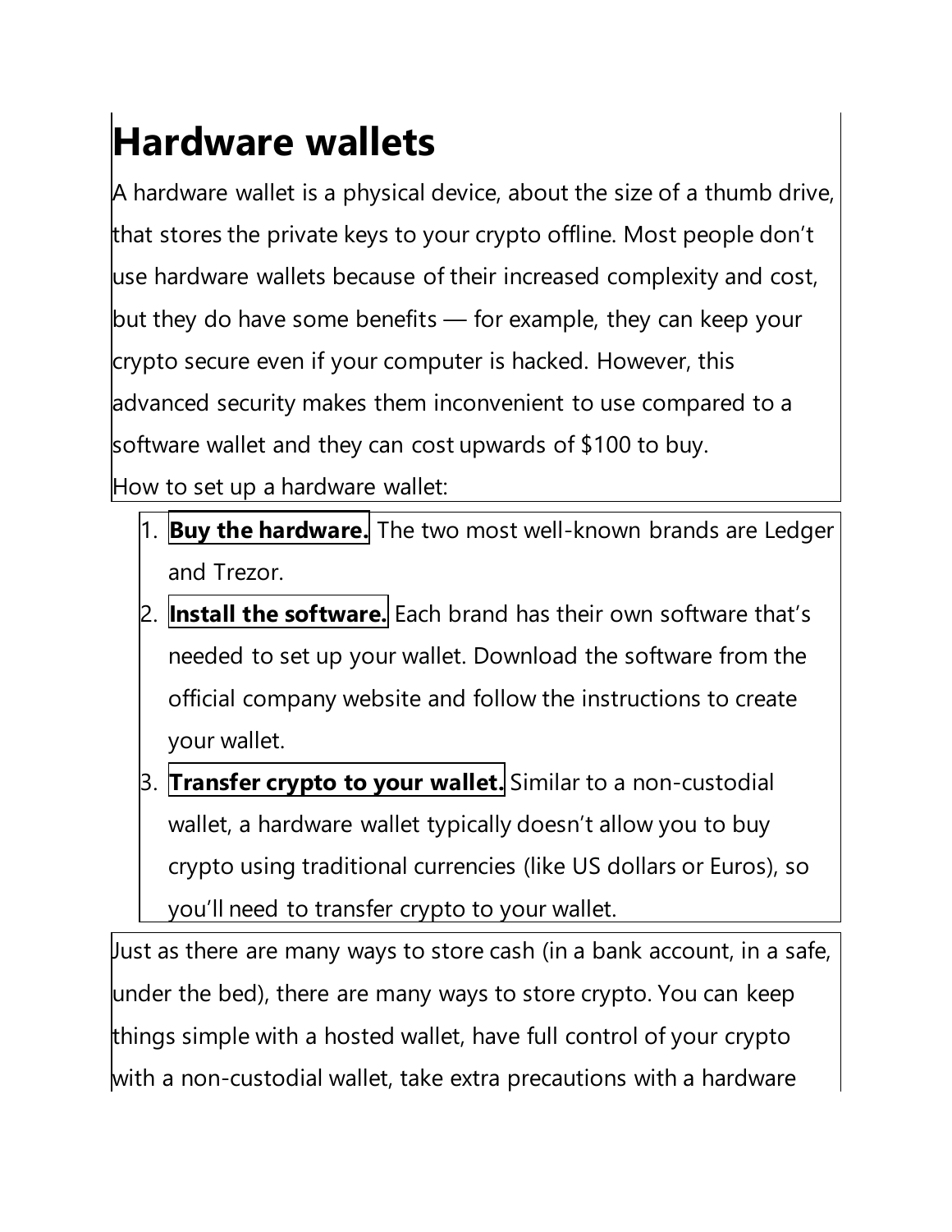# Hardware wallets

A hardware wallet is a physical device, about the size of a thumb drive, that stores the private keys to your crypto offline. Most people don't use hardware wallets because of their increased complexity and cost, but they do have some benefits — for example, they can keep your crypto secure even if your computer is hacked. However, this advanced security makes them inconvenient to use compared to a software wallet and they can cost upwards of $100 to buy.

How to set up a hardware wallet:

1. **Buy the hardware.** The two most well-known brands are Ledger and Trezor.
2. **Install the software.** Each brand has their own software that's needed to set up your wallet. Download the software from the official company website and follow the instructions to create your wallet.
3. **Transfer crypto to your wallet.** Similar to a non-custodial wallet, a hardware wallet typically doesn't allow you to buy crypto using traditional currencies (like US dollars or Euros), so you'll need to transfer crypto to your wallet.

Just as there are many ways to store cash (in a bank account, in a safe, under the bed), there are many ways to store crypto. You can keep things simple with a hosted wallet, have full control of your crypto with a non-custodial wallet, take extra precautions with a hardware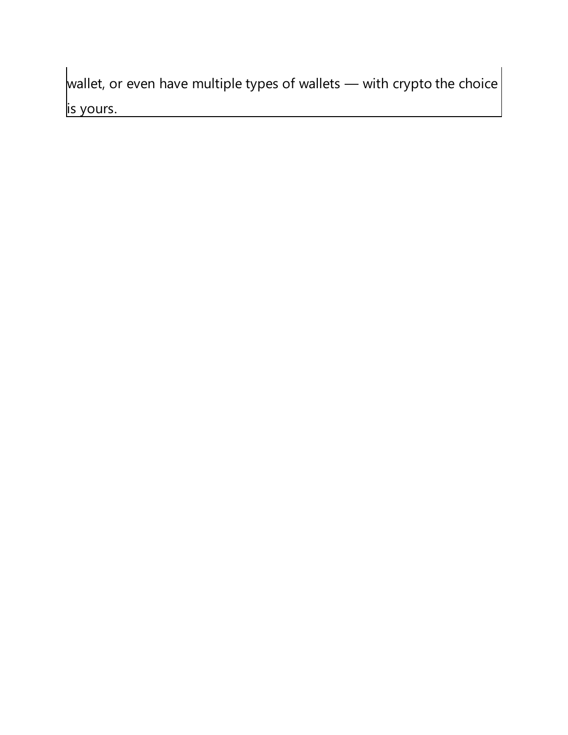wallet, or even have multiple types of wallets — with crypto the choice is yours.